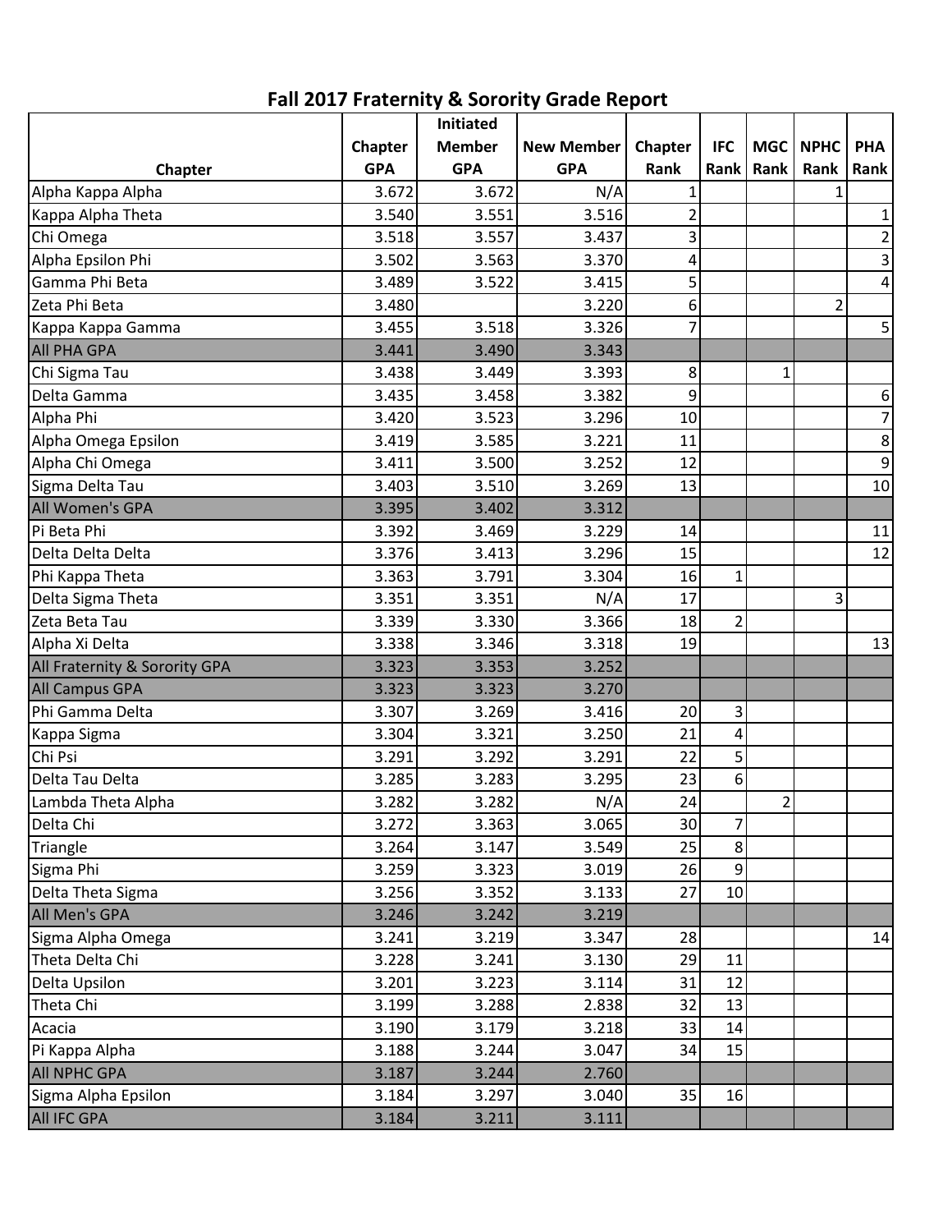# Fall 2017 Fraternity & Sorority Grade Report

| Chapter | Chapter GPA | Initiated Member GPA | New Member GPA | Chapter Rank | IFC Rank | MGC Rank | NPHC Rank | PHA Rank |
|---|---|---|---|---|---|---|---|---|
| Alpha Kappa Alpha | 3.672 | 3.672 | N/A | 1 | | | 1 | |
| Kappa Alpha Theta | 3.540 | 3.551 | 3.516 | 2 | | | | 1 |
| Chi Omega | 3.518 | 3.557 | 3.437 | 3 | | | | 2 |
| Alpha Epsilon Phi | 3.502 | 3.563 | 3.370 | 4 | | | | 3 |
| Gamma Phi Beta | 3.489 | 3.522 | 3.415 | 5 | | | | 4 |
| Zeta Phi Beta | 3.480 | | 3.220 | 6 | | | 2 | |
| Kappa Kappa Gamma | 3.455 | 3.518 | 3.326 | 7 | | | | 5 |
| All PHA GPA | 3.441 | 3.490 | 3.343 | | | | | |
| Chi Sigma Tau | 3.438 | 3.449 | 3.393 | 8 | | 1 | | |
| Delta Gamma | 3.435 | 3.458 | 3.382 | 9 | | | | 6 |
| Alpha Phi | 3.420 | 3.523 | 3.296 | 10 | | | | 7 |
| Alpha Omega Epsilon | 3.419 | 3.585 | 3.221 | 11 | | | | 8 |
| Alpha Chi Omega | 3.411 | 3.500 | 3.252 | 12 | | | | 9 |
| Sigma Delta Tau | 3.403 | 3.510 | 3.269 | 13 | | | | 10 |
| All Women's GPA | 3.395 | 3.402 | 3.312 | | | | | |
| Pi Beta Phi | 3.392 | 3.469 | 3.229 | 14 | | | | 11 |
| Delta Delta Delta | 3.376 | 3.413 | 3.296 | 15 | | | | 12 |
| Phi Kappa Theta | 3.363 | 3.791 | 3.304 | 16 | 1 | | | |
| Delta Sigma Theta | 3.351 | 3.351 | N/A | 17 | | | 3 | |
| Zeta Beta Tau | 3.339 | 3.330 | 3.366 | 18 | 2 | | | |
| Alpha Xi Delta | 3.338 | 3.346 | 3.318 | 19 | | | | 13 |
| All Fraternity & Sorority GPA | 3.323 | 3.353 | 3.252 | | | | | |
| All Campus GPA | 3.323 | 3.323 | 3.270 | | | | | |
| Phi Gamma Delta | 3.307 | 3.269 | 3.416 | 20 | 3 | | | |
| Kappa Sigma | 3.304 | 3.321 | 3.250 | 21 | 4 | | | |
| Chi Psi | 3.291 | 3.292 | 3.291 | 22 | 5 | | | |
| Delta Tau Delta | 3.285 | 3.283 | 3.295 | 23 | 6 | | | |
| Lambda Theta Alpha | 3.282 | 3.282 | N/A | 24 | | 2 | | |
| Delta Chi | 3.272 | 3.363 | 3.065 | 30 | 7 | | | |
| Triangle | 3.264 | 3.147 | 3.549 | 25 | 8 | | | |
| Sigma Phi | 3.259 | 3.323 | 3.019 | 26 | 9 | | | |
| Delta Theta Sigma | 3.256 | 3.352 | 3.133 | 27 | 10 | | | |
| All Men's GPA | 3.246 | 3.242 | 3.219 | | | | | |
| Sigma Alpha Omega | 3.241 | 3.219 | 3.347 | 28 | | | | 14 |
| Theta Delta Chi | 3.228 | 3.241 | 3.130 | 29 | 11 | | | |
| Delta Upsilon | 3.201 | 3.223 | 3.114 | 31 | 12 | | | |
| Theta Chi | 3.199 | 3.288 | 2.838 | 32 | 13 | | | |
| Acacia | 3.190 | 3.179 | 3.218 | 33 | 14 | | | |
| Pi Kappa Alpha | 3.188 | 3.244 | 3.047 | 34 | 15 | | | |
| All NPHC GPA | 3.187 | 3.244 | 2.760 | | | | | |
| Sigma Alpha Epsilon | 3.184 | 3.297 | 3.040 | 35 | 16 | | | |
| All IFC GPA | 3.184 | 3.211 | 3.111 | | | | | |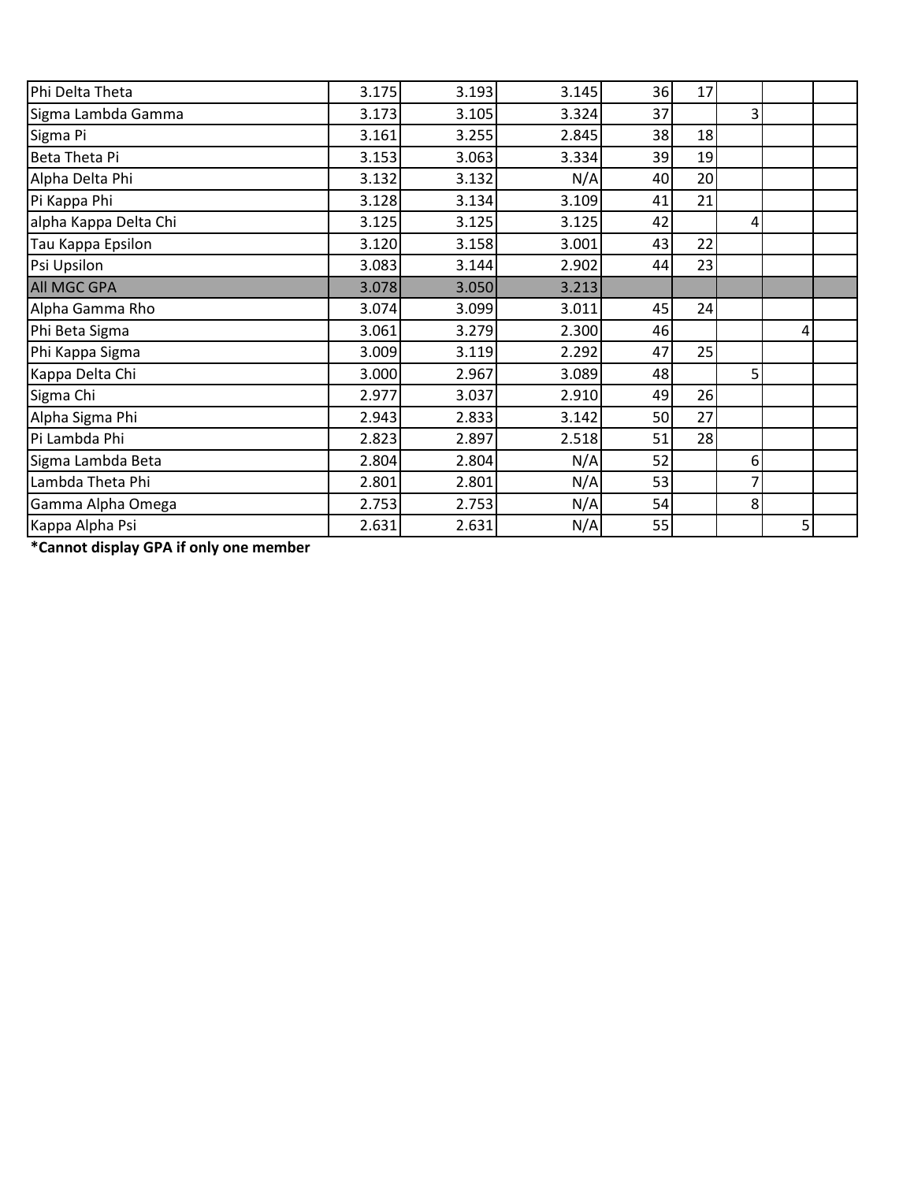| | | | | | | | | |
|---|---|---|---|---|---|---|---|---|
| Phi Delta Theta | 3.175 | 3.193 | 3.145 | 36 | 17 | | | |
| Sigma Lambda Gamma | 3.173 | 3.105 | 3.324 | 37 | | 3 | | |
| Sigma Pi | 3.161 | 3.255 | 2.845 | 38 | 18 | | | |
| Beta Theta Pi | 3.153 | 3.063 | 3.334 | 39 | 19 | | | |
| Alpha Delta Phi | 3.132 | 3.132 | N/A | 40 | 20 | | | |
| Pi Kappa Phi | 3.128 | 3.134 | 3.109 | 41 | 21 | | | |
| alpha Kappa Delta Chi | 3.125 | 3.125 | 3.125 | 42 | | 4 | | |
| Tau Kappa Epsilon | 3.120 | 3.158 | 3.001 | 43 | 22 | | | |
| Psi Upsilon | 3.083 | 3.144 | 2.902 | 44 | 23 | | | |
| All MGC GPA | 3.078 | 3.050 | 3.213 | | | | | |
| Alpha Gamma Rho | 3.074 | 3.099 | 3.011 | 45 | 24 | | | |
| Phi Beta Sigma | 3.061 | 3.279 | 2.300 | 46 | | | 4 | |
| Phi Kappa Sigma | 3.009 | 3.119 | 2.292 | 47 | 25 | | | |
| Kappa Delta Chi | 3.000 | 2.967 | 3.089 | 48 | | 5 | | |
| Sigma Chi | 2.977 | 3.037 | 2.910 | 49 | 26 | | | |
| Alpha Sigma Phi | 2.943 | 2.833 | 3.142 | 50 | 27 | | | |
| Pi Lambda Phi | 2.823 | 2.897 | 2.518 | 51 | 28 | | | |
| Sigma Lambda Beta | 2.804 | 2.804 | N/A | 52 | | 6 | | |
| Lambda Theta Phi | 2.801 | 2.801 | N/A | 53 | | 7 | | |
| Gamma Alpha Omega | 2.753 | 2.753 | N/A | 54 | | 8 | | |
| Kappa Alpha Psi | 2.631 | 2.631 | N/A | 55 | | | 5 | |

**\*Cannot display GPA if only one member**